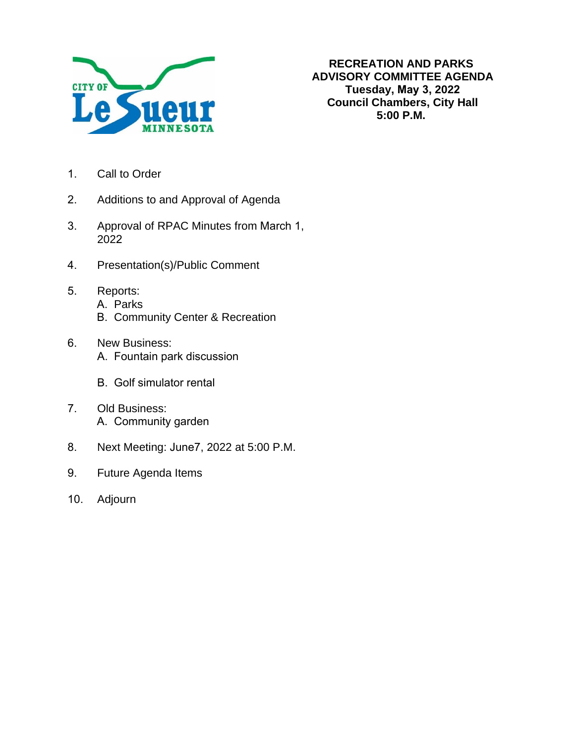CITY OF Le Sueur MINNESOTA

# RECREATION AND PARKS ADVISORY COMMITTEE AGENDA
**Tuesday, May 3, 2022**
**Council Chambers, City Hall**
**5:00 P.M.**

1. Call to Order
2. Additions to and Approval of Agenda
3. Approval of RPAC Minutes from March 1, 2022
4. Presentation(s)/Public Comment
5. Reports:
   A. Parks
   B. Community Center & Recreation
6. New Business:
   A. Fountain park discussion

   B. Golf simulator rental
7. Old Business:
   A. Community garden
8. Next Meeting: June7, 2022 at 5:00 P.M.
9. Future Agenda Items
10. Adjourn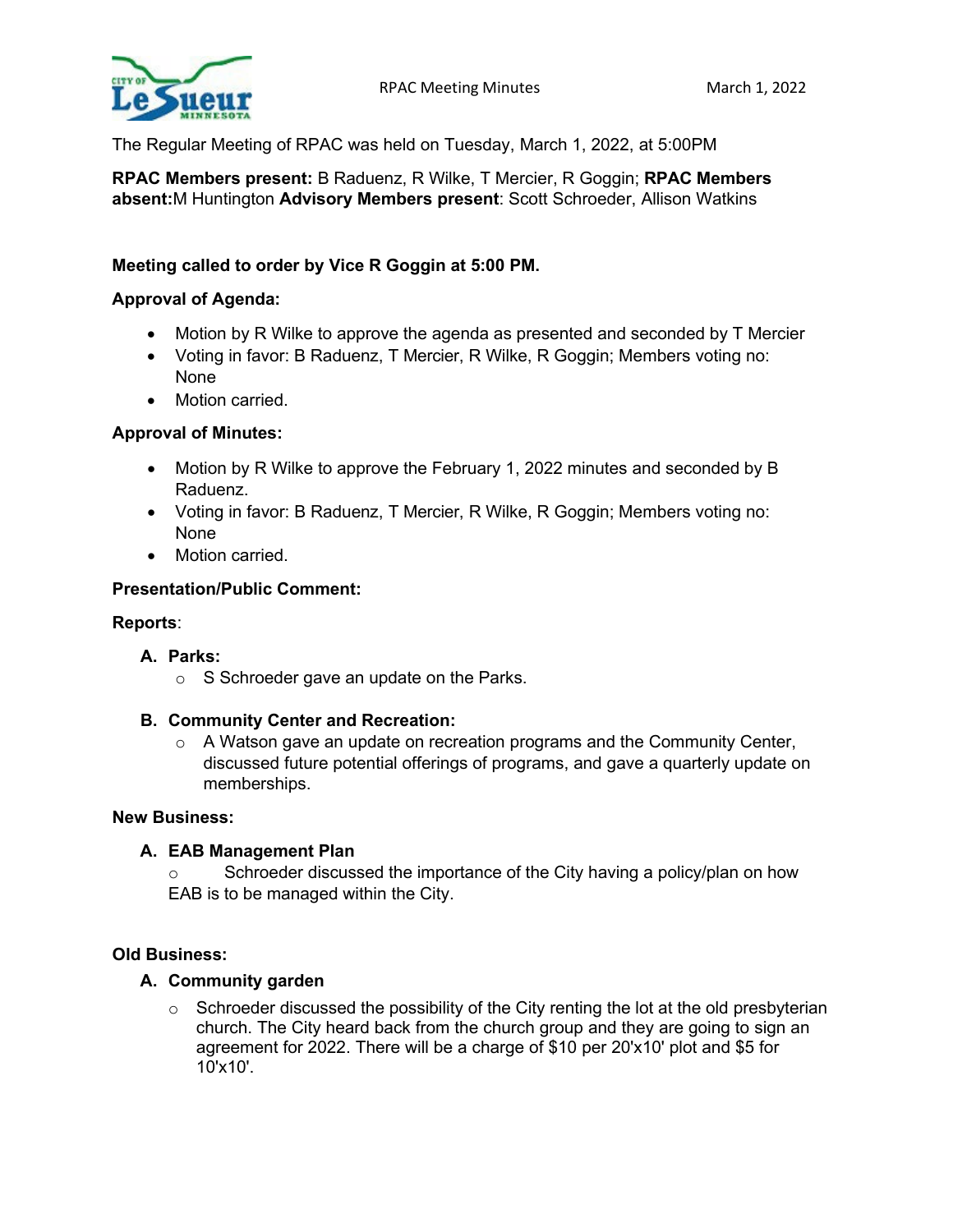The Regular Meeting of RPAC was held on Tuesday, March 1, 2022, at 5:00PM

**RPAC Members present:** B Raduenz, R Wilke, T Mercier, R Goggin; **RPAC Members absent:** M Huntington **Advisory Members present**: Scott Schroeder, Allison Watkins

**Meeting called to order by Vice R Goggin at 5:00 PM.**

**Approval of Agenda:**

- Motion by R Wilke to approve the agenda as presented and seconded by T Mercier
- Voting in favor: B Raduenz, T Mercier, R Wilke, R Goggin; Members voting no: None
- Motion carried.

**Approval of Minutes:**

- Motion by R Wilke to approve the February 1, 2022 minutes and seconded by B Raduenz.
- Voting in favor: B Raduenz, T Mercier, R Wilke, R Goggin; Members voting no: None
- Motion carried.

**Presentation/Public Comment:**

**Reports**:

**A. Parks:**
- S Schroeder gave an update on the Parks.

**B. Community Center and Recreation:**
- A Watson gave an update on recreation programs and the Community Center, discussed future potential offerings of programs, and gave a quarterly update on memberships.

**New Business:**

**A. EAB Management Plan**
- Schroeder discussed the importance of the City having a policy/plan on how EAB is to be managed within the City.

**Old Business:**

**A. Community garden**
- Schroeder discussed the possibility of the City renting the lot at the old presbyterian church. The City heard back from the church group and they are going to sign an agreement for 2022. There will be a charge of $10 per 20'x10' plot and $5 for 10'x10'.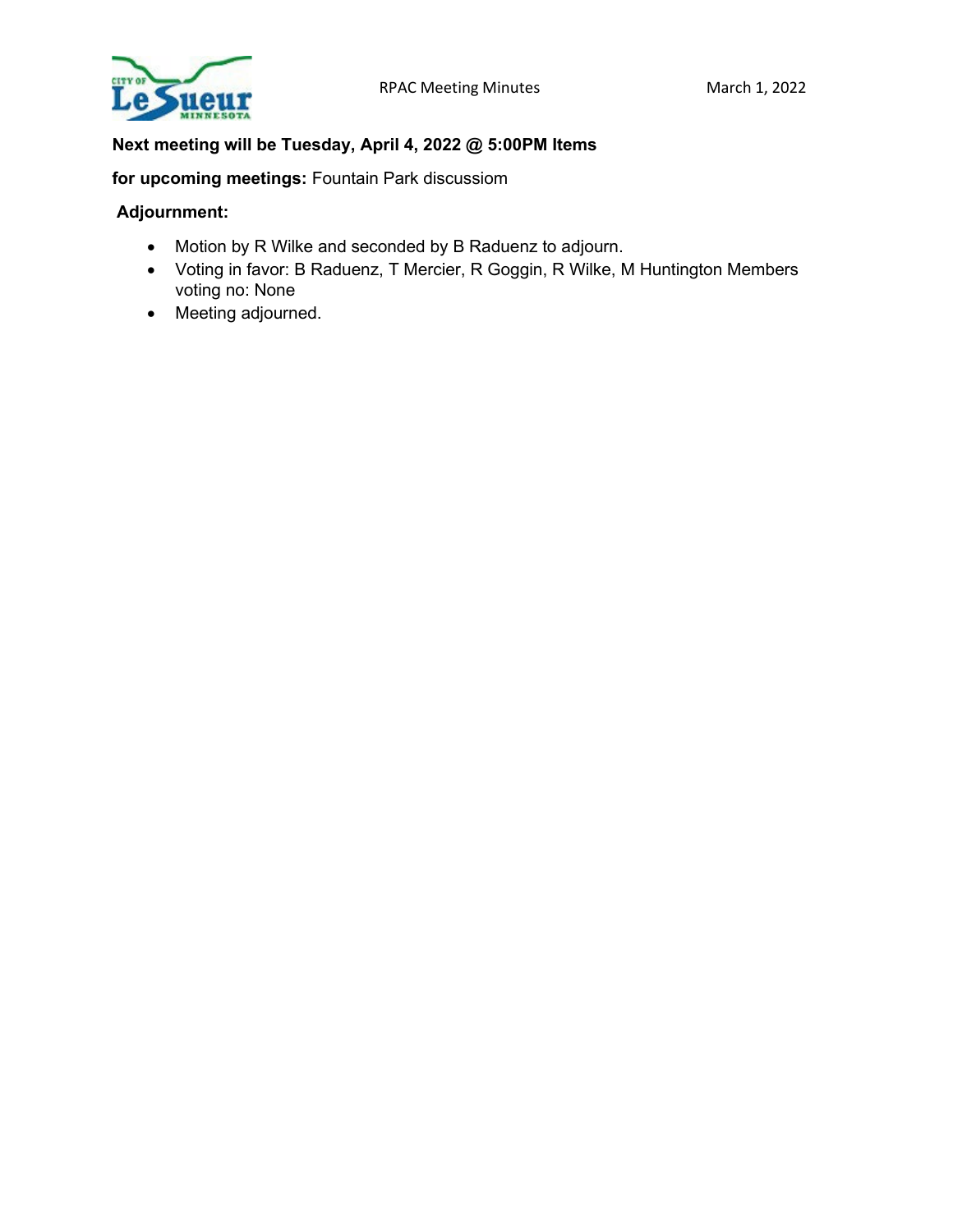**Next meeting will be Tuesday, April 4, 2022 @ 5:00PM Items**

**for upcoming meetings:** Fountain Park discussiom

**Adjournment:**

- Motion by R Wilke and seconded by B Raduenz to adjourn.
- Voting in favor: B Raduenz, T Mercier, R Goggin, R Wilke, M Huntington Members voting no: None
- Meeting adjourned.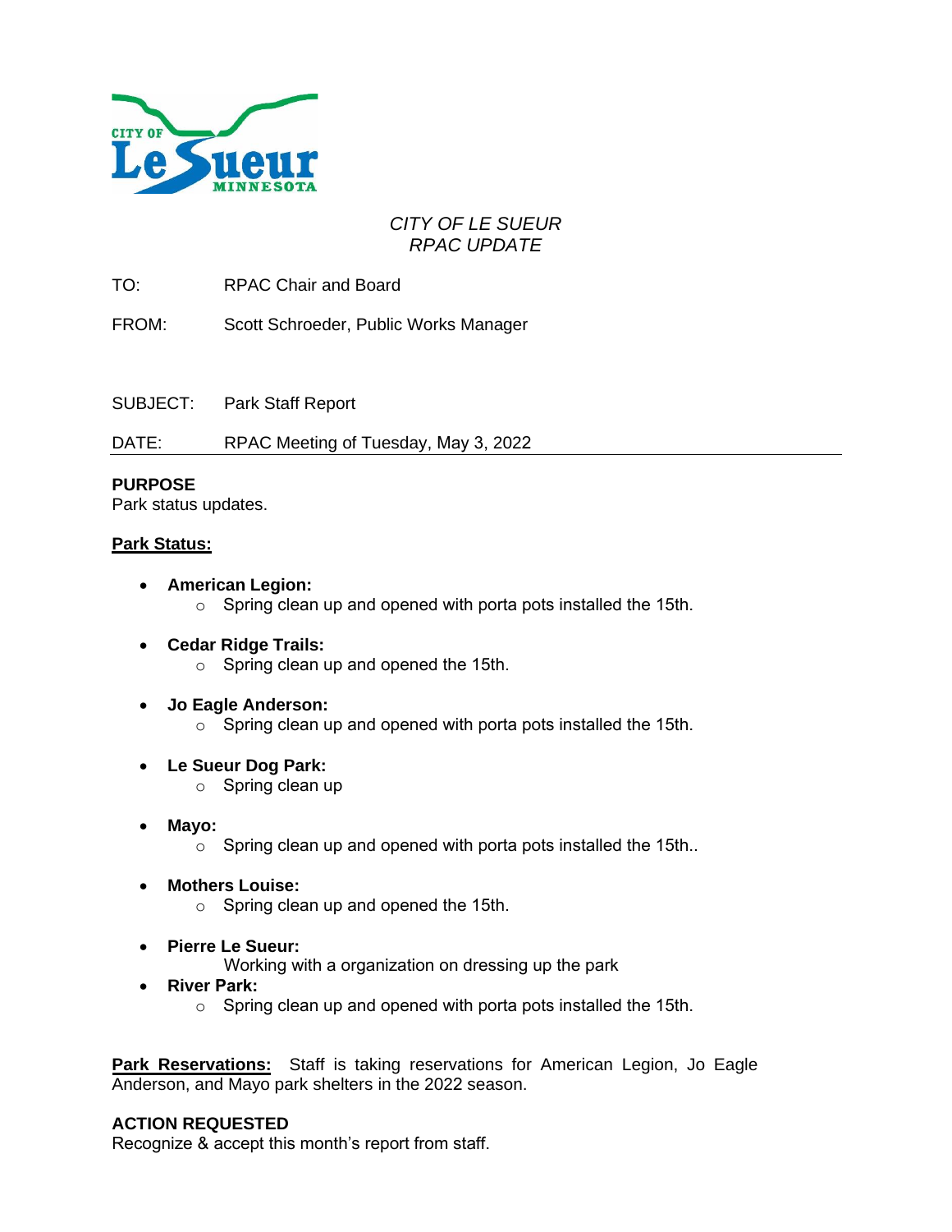*CITY OF LE SUEUR*
*RPAC UPDATE*

TO: RPAC Chair and Board

FROM: Scott Schroeder, Public Works Manager

SUBJECT: Park Staff Report

DATE: RPAC Meeting of Tuesday, May 3, 2022

**PURPOSE**
Park status updates.

**Park Status:**

- **American Legion:**
  - Spring clean up and opened with porta pots installed the 15th.
- **Cedar Ridge Trails:**
  - Spring clean up and opened the 15th.
- **Jo Eagle Anderson:**
  - Spring clean up and opened with porta pots installed the 15th.
- **Le Sueur Dog Park:**
  - Spring clean up
- **Mayo:**
  - Spring clean up and opened with porta pots installed the 15th..
- **Mothers Louise:**
  - Spring clean up and opened the 15th.
- **Pierre Le Sueur:**
  Working with a organization on dressing up the park
- **River Park:**
  - Spring clean up and opened with porta pots installed the 15th.

**Park Reservations:** Staff is taking reservations for American Legion, Jo Eagle Anderson, and Mayo park shelters in the 2022 season.

**ACTION REQUESTED**
Recognize & accept this month's report from staff.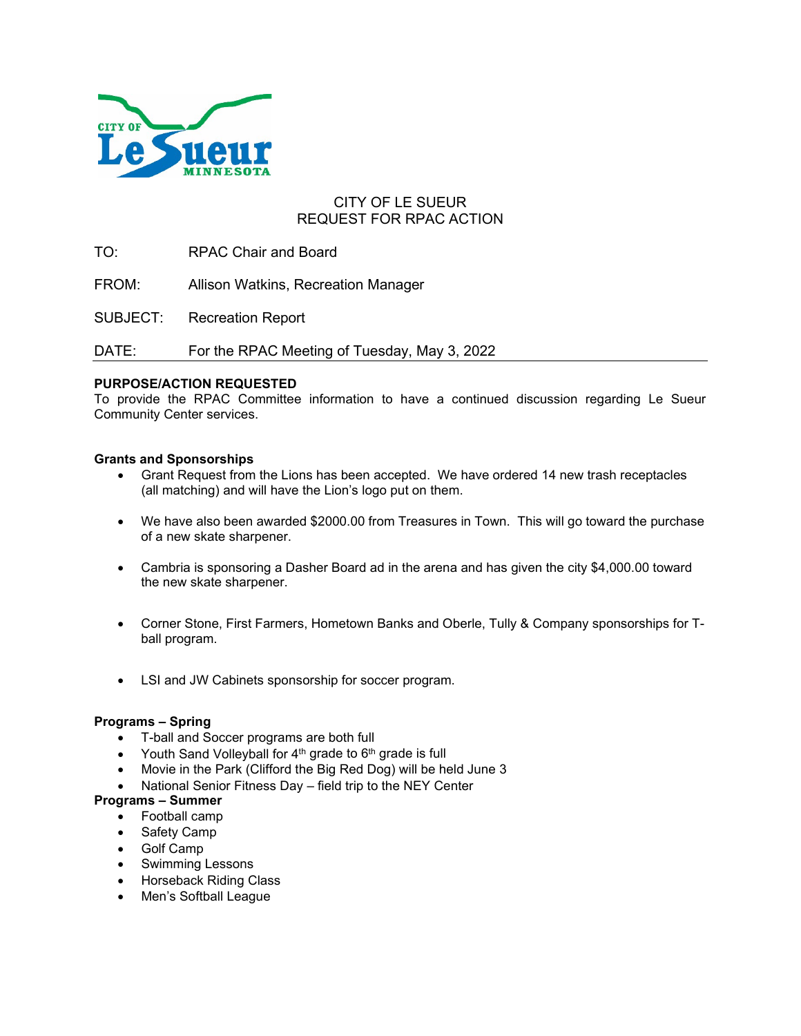CITY OF LE SUEUR
REQUEST FOR RPAC ACTION

TO: RPAC Chair and Board

FROM: Allison Watkins, Recreation Manager

SUBJECT: Recreation Report

DATE: For the RPAC Meeting of Tuesday, May 3, 2022

**PURPOSE/ACTION REQUESTED**
To provide the RPAC Committee information to have a continued discussion regarding Le Sueur Community Center services.

**Grants and Sponsorships**

- Grant Request from the Lions has been accepted. We have ordered 14 new trash receptacles (all matching) and will have the Lion's logo put on them.
- We have also been awarded $2000.00 from Treasures in Town. This will go toward the purchase of a new skate sharpener.
- Cambria is sponsoring a Dasher Board ad in the arena and has given the city $4,000.00 toward the new skate sharpener.
- Corner Stone, First Farmers, Hometown Banks and Oberle, Tully & Company sponsorships for T-ball program.
- LSI and JW Cabinets sponsorship for soccer program.

**Programs – Spring**

- T-ball and Soccer programs are both full
- Youth Sand Volleyball for 4th grade to 6th grade is full
- Movie in the Park (Clifford the Big Red Dog) will be held June 3
- National Senior Fitness Day – field trip to the NEY Center

**Programs – Summer**

- Football camp
- Safety Camp
- Golf Camp
- Swimming Lessons
- Horseback Riding Class
- Men's Softball League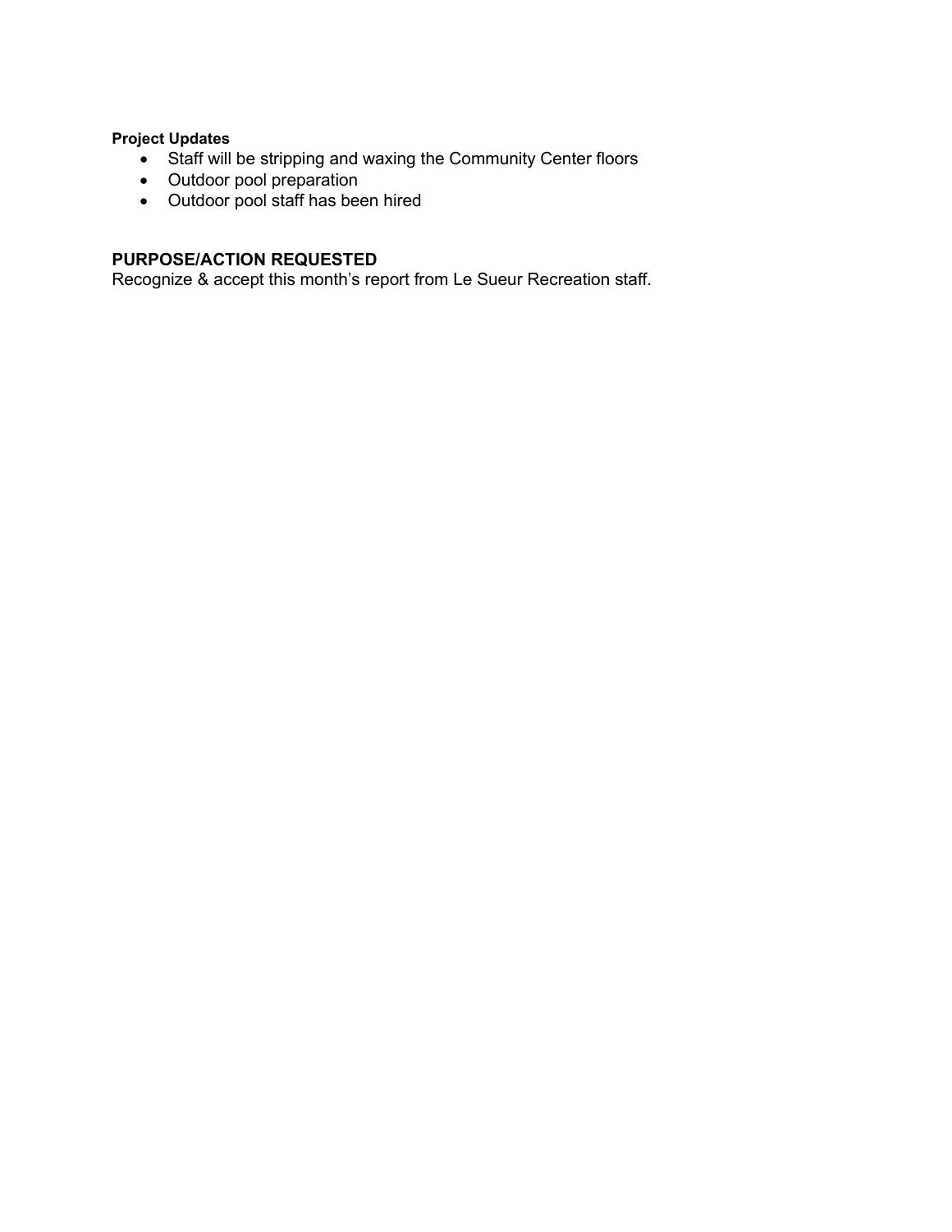**Project Updates**

- Staff will be stripping and waxing the Community Center floors
- Outdoor pool preparation
- Outdoor pool staff has been hired

## PURPOSE/ACTION REQUESTED

Recognize & accept this month's report from Le Sueur Recreation staff.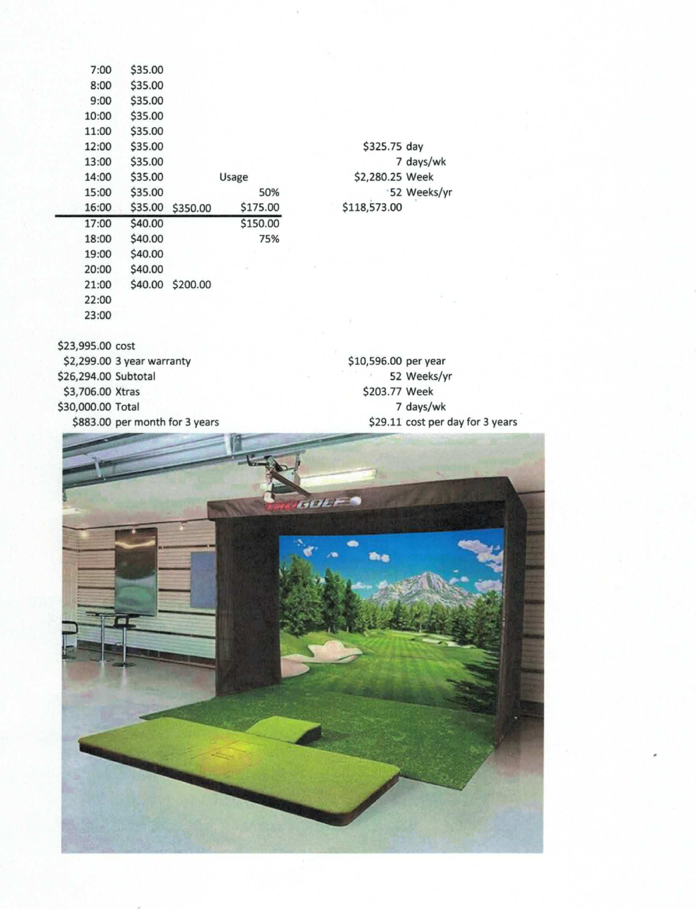| Time | Rate | Subtotal | Usage |
|---|---|---|---|
| 7:00 | $35.00 | | |
| 8:00 | $35.00 | | |
| 9:00 | $35.00 | | |
| 10:00 | $35.00 | | |
| 11:00 | $35.00 | | |
| 12:00 | $35.00 | | |
| 13:00 | $35.00 | | |
| 14:00 | $35.00 | | Usage |
| 15:00 | $35.00 | | 50% |
| 16:00 | $35.00 | $350.00 | $175.00 |
| 17:00 | $40.00 | | $150.00 |
| 18:00 | $40.00 | | 75% |
| 19:00 | $40.00 | | |
| 20:00 | $40.00 | | |
| 21:00 | $40.00 | $200.00 | |
| 22:00 | | | |
| 23:00 | | | |

| | |
|---|---|
| $325.75 | day |
| 7 | days/wk |
| $2,280.25 | Week |
| 52 | Weeks/yr |
| $118,573.00 | |

| | |
|---|---|
| $23,995.00 | cost |
| $2,299.00 | 3 year warranty |
| $26,294.00 | Subtotal |
| $3,706.00 | Xtras |
| $30,000.00 | Total |
| $883.00 | per month for 3 years |

| | |
|---|---|
| $10,596.00 | per year |
| 52 | Weeks/yr |
| $203.77 | Week |
| 7 | days/wk |
| $29.11 | cost per day for 3 years |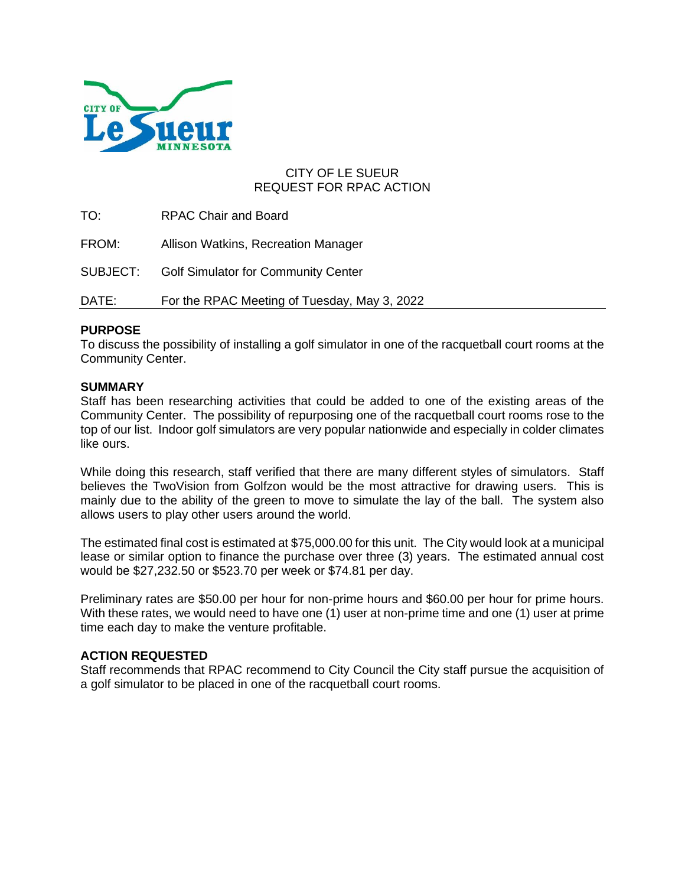CITY OF LE SUEUR
REQUEST FOR RPAC ACTION

TO: RPAC Chair and Board

FROM: Allison Watkins, Recreation Manager

SUBJECT: Golf Simulator for Community Center

DATE: For the RPAC Meeting of Tuesday, May 3, 2022

**PURPOSE**
To discuss the possibility of installing a golf simulator in one of the racquetball court rooms at the Community Center.

**SUMMARY**
Staff has been researching activities that could be added to one of the existing areas of the Community Center. The possibility of repurposing one of the racquetball court rooms rose to the top of our list. Indoor golf simulators are very popular nationwide and especially in colder climates like ours.

While doing this research, staff verified that there are many different styles of simulators. Staff believes the TwoVision from Golfzon would be the most attractive for drawing users. This is mainly due to the ability of the green to move to simulate the lay of the ball. The system also allows users to play other users around the world.

The estimated final cost is estimated at $75,000.00 for this unit. The City would look at a municipal lease or similar option to finance the purchase over three (3) years. The estimated annual cost would be $27,232.50 or $523.70 per week or $74.81 per day.

Preliminary rates are $50.00 per hour for non-prime hours and $60.00 per hour for prime hours. With these rates, we would need to have one (1) user at non-prime time and one (1) user at prime time each day to make the venture profitable.

**ACTION REQUESTED**
Staff recommends that RPAC recommend to City Council the City staff pursue the acquisition of a golf simulator to be placed in one of the racquetball court rooms.